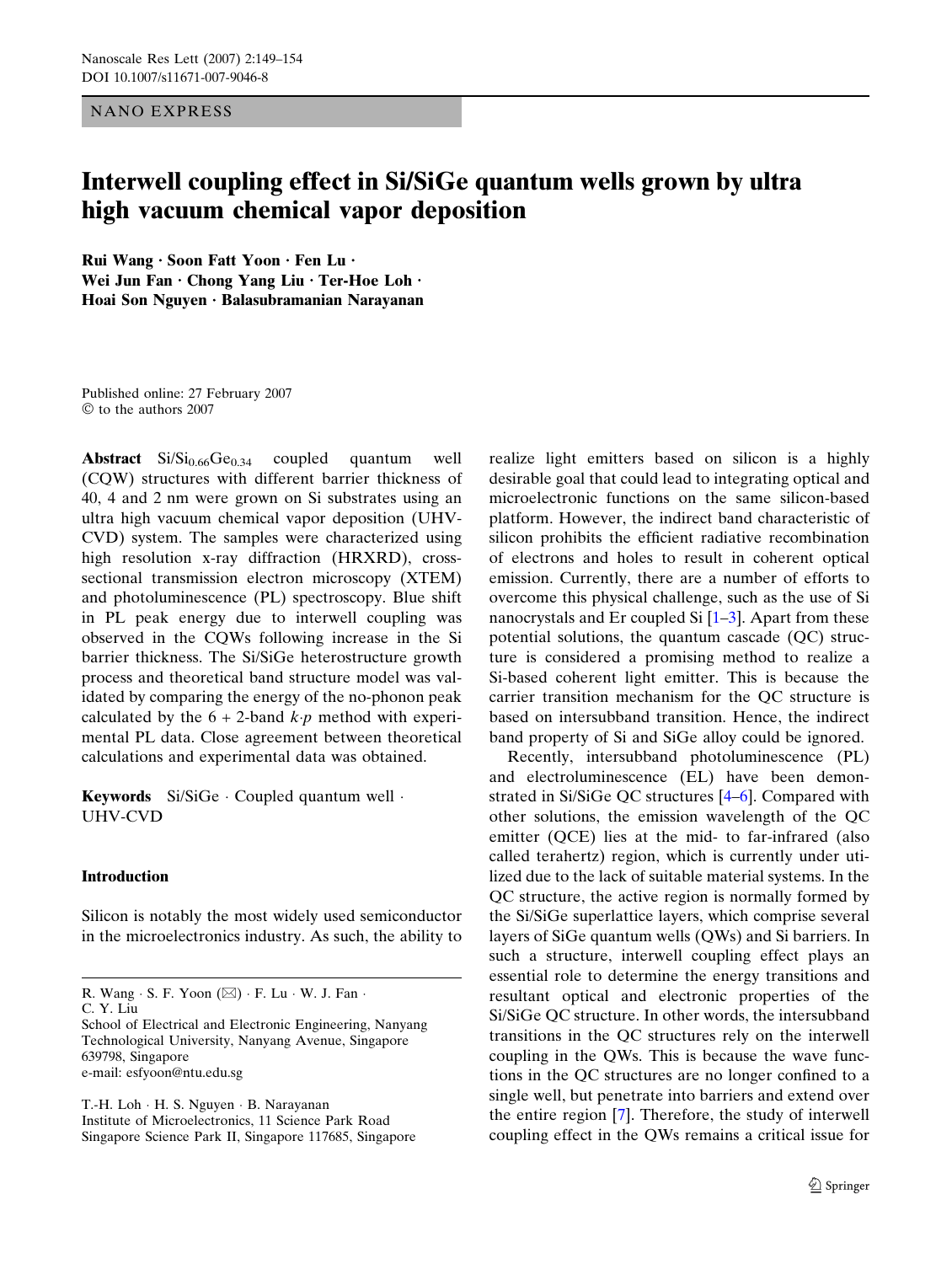NANO EXPRESS

# Interwell coupling effect in Si/SiGe quantum wells grown by ultra high vacuum chemical vapor deposition

**Rui Wang · Soon Fatt Yoon · Fen Lu · Wei Jun Fan · Chong Yang Liu · Ter-Hoe Loh · Hoai Son Nguyen · Balasubramanian Narayanan**

Published online: 27 February 2007
© to the authors 2007

**Abstract** $Si/Si_{0.66}Ge_{0.34}$ coupled quantum well (CQW) structures with different barrier thickness of 40, 4 and 2 nm were grown on Si substrates using an ultra high vacuum chemical vapor deposition (UHV-CVD) system. The samples were characterized using high resolution x-ray diffraction (HRXRD), cross-sectional transmission electron microscopy (XTEM) and photoluminescence (PL) spectroscopy. Blue shift in PL peak energy due to interwell coupling was observed in the CQWs following increase in the Si barrier thickness. The Si/SiGe heterostructure growth process and theoretical band structure model was validated by comparing the energy of the no-phonon peak calculated by the 6 + 2-band $k{\cdot}p$ method with experimental PL data. Close agreement between theoretical calculations and experimental data was obtained.

**Keywords** Si/SiGe · Coupled quantum well · UHV-CVD

## Introduction

Silicon is notably the most widely used semiconductor in the microelectronics industry. As such, the ability to realize light emitters based on silicon is a highly desirable goal that could lead to integrating optical and microelectronic functions on the same silicon-based platform. However, the indirect band characteristic of silicon prohibits the efficient radiative recombination of electrons and holes to result in coherent optical emission. Currently, there are a number of efforts to overcome this physical challenge, such as the use of Si nanocrystals and Er coupled Si [1–3]. Apart from these potential solutions, the quantum cascade (QC) structure is considered a promising method to realize a Si-based coherent light emitter. This is because the carrier transition mechanism for the QC structure is based on intersubband transition. Hence, the indirect band property of Si and SiGe alloy could be ignored.

Recently, intersubband photoluminescence (PL) and electroluminescence (EL) have been demonstrated in Si/SiGe QC structures [4–6]. Compared with other solutions, the emission wavelength of the QC emitter (QCE) lies at the mid- to far-infrared (also called terahertz) region, which is currently under utilized due to the lack of suitable material systems. In the QC structure, the active region is normally formed by the Si/SiGe superlattice layers, which comprise several layers of SiGe quantum wells (QWs) and Si barriers. In such a structure, interwell coupling effect plays an essential role to determine the energy transitions and resultant optical and electronic properties of the Si/SiGe QC structure. In other words, the intersubband transitions in the QC structures rely on the interwell coupling in the QWs. This is because the wave functions in the QC structures are no longer confined to a single well, but penetrate into barriers and extend over the entire region [7]. Therefore, the study of interwell coupling effect in the QWs remains a critical issue for

---

R. Wang · S. F. Yoon (✉) · F. Lu · W. J. Fan · C. Y. Liu
School of Electrical and Electronic Engineering, Nanyang Technological University, Nanyang Avenue, Singapore 639798, Singapore
e-mail: esfyoon@ntu.edu.sg

T.-H. Loh · H. S. Nguyen · B. Narayanan
Institute of Microelectronics, 11 Science Park Road Singapore Science Park II, Singapore 117685, Singapore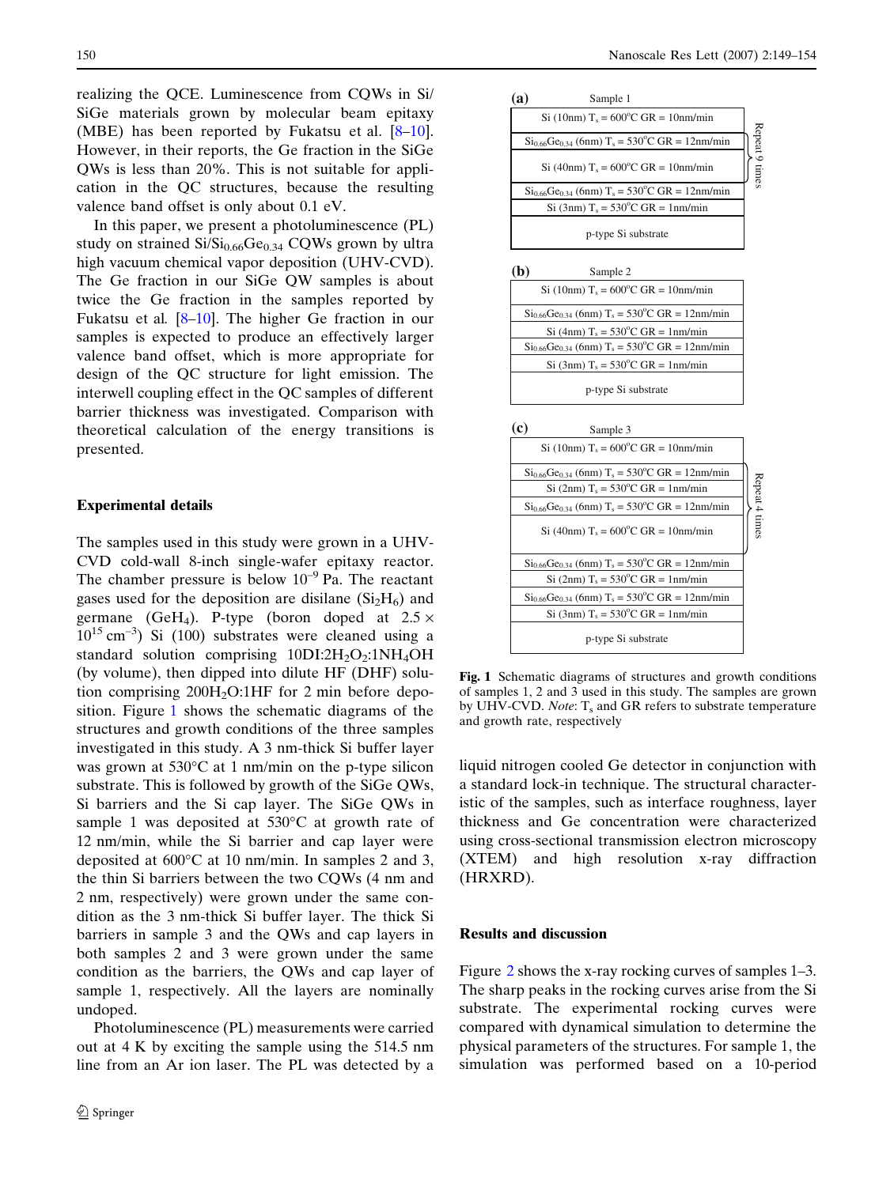realizing the QCE. Luminescence from CQWs in Si/SiGe materials grown by molecular beam epitaxy (MBE) has been reported by Fukatsu et al. [8–10]. However, in their reports, the Ge fraction in the SiGe QWs is less than 20%. This is not suitable for application in the QC structures, because the resulting valence band offset is only about 0.1 eV.

In this paper, we present a photoluminescence (PL) study on strained $Si/Si_{0.66}Ge_{0.34}$ CQWs grown by ultra high vacuum chemical vapor deposition (UHV-CVD). The Ge fraction in our SiGe QW samples is about twice the Ge fraction in the samples reported by Fukatsu et al. [8–10]. The higher Ge fraction in our samples is expected to produce an effectively larger valence band offset, which is more appropriate for design of the QC structure for light emission. The interwell coupling effect in the QC samples of different barrier thickness was investigated. Comparison with theoretical calculation of the energy transitions is presented.

## Experimental details

The samples used in this study were grown in a UHV-CVD cold-wall 8-inch single-wafer epitaxy reactor. The chamber pressure is below $10^{-9}$ Pa. The reactant gases used for the deposition are disilane ($Si_2H_6$) and germane ($GeH_4$). P-type (boron doped at $2.5 \times 10^{15}$ cm$^{-3}$) Si (100) substrates were cleaned using a standard solution comprising 10DI:2$H_2O_2$:1$NH_4OH$ (by volume), then dipped into dilute HF (DHF) solution comprising 200$H_2O$:1HF for 2 min before deposition. Figure 1 shows the schematic diagrams of the structures and growth conditions of the three samples investigated in this study. A 3 nm-thick Si buffer layer was grown at 530°C at 1 nm/min on the p-type silicon substrate. This is followed by growth of the SiGe QWs, Si barriers and the Si cap layer. The SiGe QWs in sample 1 was deposited at 530°C at growth rate of 12 nm/min, while the Si barrier and cap layer were deposited at 600°C at 10 nm/min. In samples 2 and 3, the thin Si barriers between the two CQWs (4 nm and 2 nm, respectively) were grown under the same condition as the 3 nm-thick Si buffer layer. The thick Si barriers in sample 3 and the QWs and cap layers in both samples 2 and 3 were grown under the same condition as the barriers, the QWs and cap layer of sample 1, respectively. All the layers are nominally undoped.

Photoluminescence (PL) measurements were carried out at 4 K by exciting the sample using the 514.5 nm line from an Ar ion laser. The PL was detected by a liquid nitrogen cooled Ge detector in conjunction with a standard lock-in technique. The structural characteristic of the samples, such as interface roughness, layer thickness and Ge concentration were characterized using cross-sectional transmission electron microscopy (XTEM) and high resolution x-ray diffraction (HRXRD).

(a) Sample 1

Si (10nm) $T_s$ = 600°C GR = 10nm/min

$Si_{0.66}Ge_{0.34}$ (6nm) $T_s$ = 530°C GR = 12nm/min

Si (40nm) $T_s$ = 600°C GR = 10nm/min

$Si_{0.66}Ge_{0.34}$ (6nm) $T_s$ = 530°C GR = 12nm/min

Si (3nm) $T_s$ = 530°C GR = 1nm/min

p-type Si substrate

Repeat 9 times

(b) Sample 2

Si (10nm) $T_s$ = 600°C GR = 10nm/min

$Si_{0.66}Ge_{0.34}$ (6nm) $T_s$ = 530°C GR = 12nm/min

Si (4nm) $T_s$ = 530°C GR = 1nm/min

$Si_{0.66}Ge_{0.34}$ (6nm) $T_s$ = 530°C GR = 12nm/min

Si (3nm) $T_s$ = 530°C GR = 1nm/min

p-type Si substrate

(c) Sample 3

Si (10nm) $T_s$ = 600°C GR = 10nm/min

$Si_{0.66}Ge_{0.34}$ (6nm) $T_s$ = 530°C GR = 12nm/min

Si (2nm) $T_s$ = 530°C GR = 1nm/min

$Si_{0.66}Ge_{0.34}$ (6nm) $T_s$ = 530°C GR = 12nm/min

Si (40nm) $T_s$ = 600°C GR = 10nm/min

$Si_{0.66}Ge_{0.34}$ (6nm) $T_s$ = 530°C GR = 12nm/min

Si (2nm) $T_s$ = 530°C GR = 1nm/min

$Si_{0.66}Ge_{0.34}$ (6nm) $T_s$ = 530°C GR = 12nm/min

Si (3nm) $T_s$ = 530°C GR = 1nm/min

p-type Si substrate

Repeat 4 times

**Fig. 1** Schematic diagrams of structures and growth conditions of samples 1, 2 and 3 used in this study. The samples are grown by UHV-CVD. *Note*: $T_s$ and GR refers to substrate temperature and growth rate, respectively

## Results and discussion

Figure 2 shows the x-ray rocking curves of samples 1–3. The sharp peaks in the rocking curves arise from the Si substrate. The experimental rocking curves were compared with dynamical simulation to determine the physical parameters of the structures. For sample 1, the simulation was performed based on a 10-period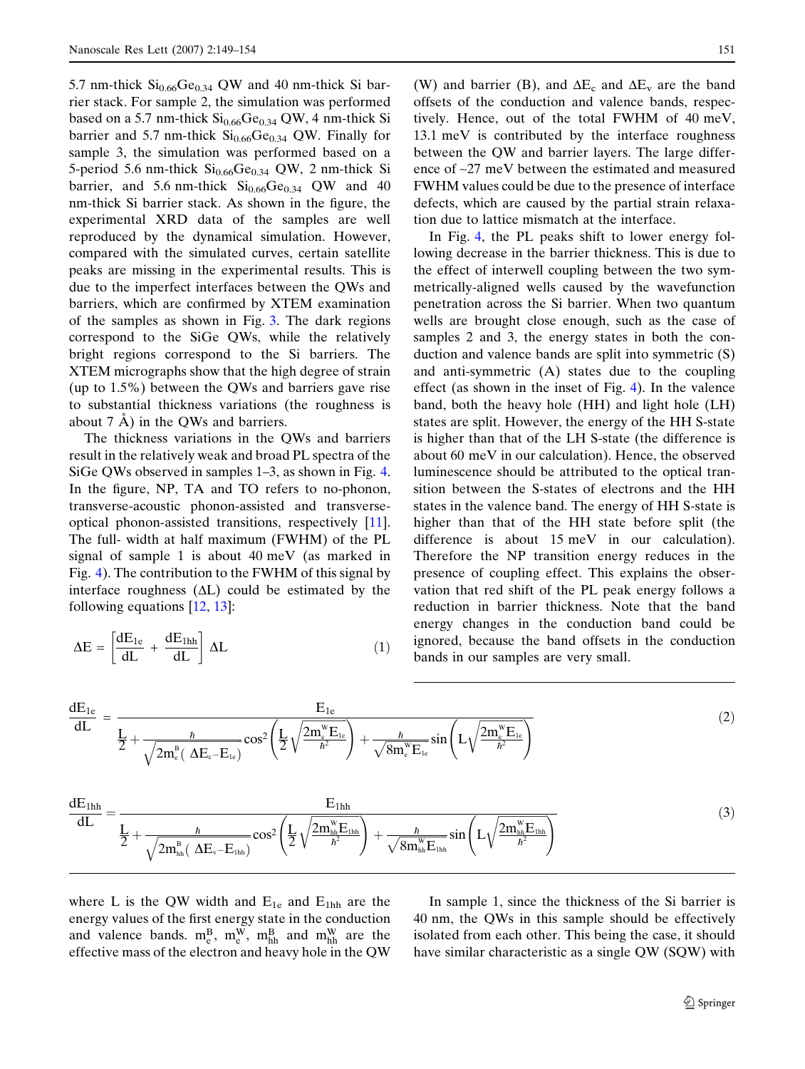5.7 nm-thick $Si_{0.66}Ge_{0.34}$ QW and 40 nm-thick Si barrier stack. For sample 2, the simulation was performed based on a 5.7 nm-thick $Si_{0.66}Ge_{0.34}$ QW, 4 nm-thick Si barrier and 5.7 nm-thick $Si_{0.66}Ge_{0.34}$ QW. Finally for sample 3, the simulation was performed based on a 5-period 5.6 nm-thick $Si_{0.66}Ge_{0.34}$ QW, 2 nm-thick Si barrier, and 5.6 nm-thick $Si_{0.66}Ge_{0.34}$ QW and 40 nm-thick Si barrier stack. As shown in the figure, the experimental XRD data of the samples are well reproduced by the dynamical simulation. However, compared with the simulated curves, certain satellite peaks are missing in the experimental results. This is due to the imperfect interfaces between the QWs and barriers, which are confirmed by XTEM examination of the samples as shown in Fig. 3. The dark regions correspond to the SiGe QWs, while the relatively bright regions correspond to the Si barriers. The XTEM micrographs show that the high degree of strain (up to 1.5%) between the QWs and barriers gave rise to substantial thickness variations (the roughness is about 7 Å) in the QWs and barriers.

The thickness variations in the QWs and barriers result in the relatively weak and broad PL spectra of the SiGe QWs observed in samples 1–3, as shown in Fig. 4. In the figure, NP, TA and TO refers to no-phonon, transverse-acoustic phonon-assisted and transverse-optical phonon-assisted transitions, respectively [11]. The full- width at half maximum (FWHM) of the PL signal of sample 1 is about 40 meV (as marked in Fig. 4). The contribution to the FWHM of this signal by interface roughness ($\Delta L$) could be estimated by the following equations [12, 13]:

$$\Delta E = \left[\frac{dE_{1e}}{dL} + \frac{dE_{1hh}}{dL}\right]\Delta L \tag{1}$$

$$\frac{dE_{1e}}{dL} = \frac{E_{1e}}{\frac{L}{2} + \frac{\hbar}{\sqrt{2m_e^B(\Delta E_c - E_{1e})}}\cos^2\left(\frac{L}{2}\sqrt{\frac{2m_e^W E_{1e}}{\hbar^2}}\right) + \frac{\hbar}{\sqrt{8m_e^W E_{1e}}}\sin\left(L\sqrt{\frac{2m_e^W E_{1e}}{\hbar^2}}\right)} \tag{2}$$

$$\frac{dE_{1hh}}{dL} = \frac{E_{1hh}}{\frac{L}{2} + \frac{\hbar}{\sqrt{2m_{hh}^B(\Delta E_v - E_{1hh})}}\cos^2\left(\frac{L}{2}\sqrt{\frac{2m_{hh}^W E_{1hh}}{\hbar^2}}\right) + \frac{\hbar}{\sqrt{8m_{hh}^W E_{1hh}}}\sin\left(L\sqrt{\frac{2m_{hh}^W E_{1hh}}{\hbar^2}}\right)} \tag{3}$$

where L is the QW width and $E_{1e}$ and $E_{1hh}$ are the energy values of the first energy state in the conduction and valence bands. $m_e^B$, $m_e^W$, $m_{hh}^B$ and $m_{hh}^W$ are the effective mass of the electron and heavy hole in the QW (W) and barrier (B), and $\Delta E_c$ and $\Delta E_v$ are the band offsets of the conduction and valence bands, respectively. Hence, out of the total FWHM of 40 meV, 13.1 meV is contributed by the interface roughness between the QW and barrier layers. The large difference of ~27 meV between the estimated and measured FWHM values could be due to the presence of interface defects, which are caused by the partial strain relaxation due to lattice mismatch at the interface.

In Fig. 4, the PL peaks shift to lower energy following decrease in the barrier thickness. This is due to the effect of interwell coupling between the two symmetrically-aligned wells caused by the wavefunction penetration across the Si barrier. When two quantum wells are brought close enough, such as the case of samples 2 and 3, the energy states in both the conduction and valence bands are split into symmetric (S) and anti-symmetric (A) states due to the coupling effect (as shown in the inset of Fig. 4). In the valence band, both the heavy hole (HH) and light hole (LH) states are split. However, the energy of the HH S-state is higher than that of the LH S-state (the difference is about 60 meV in our calculation). Hence, the observed luminescence should be attributed to the optical transition between the S-states of electrons and the HH states in the valence band. The energy of HH S-state is higher than that of the HH state before split (the difference is about 15 meV in our calculation). Therefore the NP transition energy reduces in the presence of coupling effect. This explains the observation that red shift of the PL peak energy follows a reduction in barrier thickness. Note that the band energy changes in the conduction band could be ignored, because the band offsets in the conduction bands in our samples are very small.

In sample 1, since the thickness of the Si barrier is 40 nm, the QWs in this sample should be effectively isolated from each other. This being the case, it should have similar characteristic as a single QW (SQW) with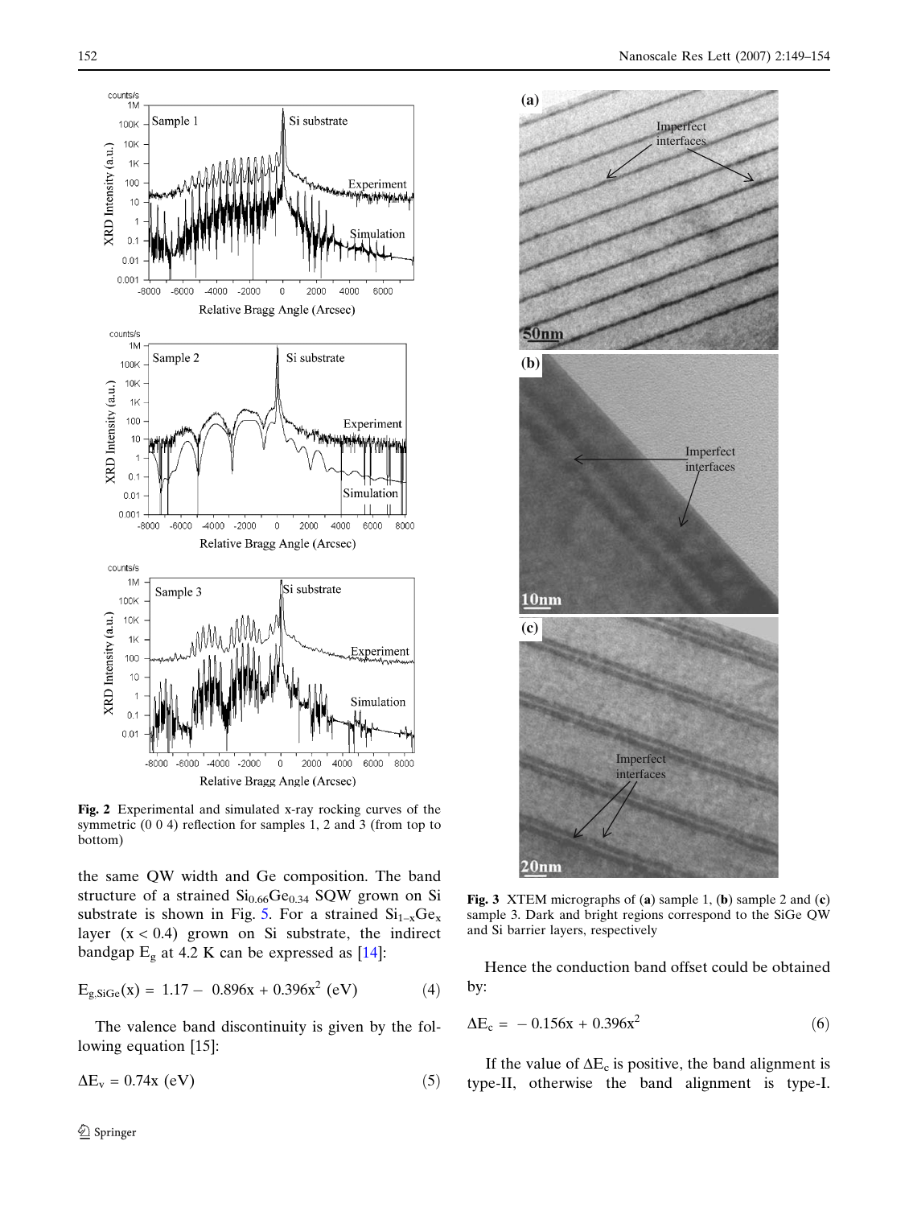counts/s

Sample 1

Si substrate

Experiment

Simulation

XRD Intensity (a.u.)

1M
100K
10K
1K
100
10
1
0.1
0.01
0.001

-8000 -6000 -4000 -2000 0 2000 4000 6000

Relative Bragg Angle (Arcsec)

counts/s

Sample 2

Si substrate

Experiment

Simulation

XRD Intensity (a.u.)

1M
100K
10K
1K
100
10
1
0.1
0.01
0.001

-8000 -6000 -4000 -2000 0 2000 4000 6000 8000

Relative Bragg Angle (Arcsec)

counts/s

Sample 3

Si substrate

Experiment

Simulation

XRD Intensity (a.u.)

1M
100K
10K
1K
100
10
1
0.1
0.01

-8000 -6000 -4000 -2000 0 2000 4000 6000 8000

Relative Bragg Angle (Arcsec)

**Fig. 2** Experimental and simulated x-ray rocking curves of the symmetric (0 0 4) reflection for samples 1, 2 and 3 (from top to bottom)

(a)

Imperfect interfaces

50nm

(b)

Imperfect interfaces

10nm

(c)

Imperfect interfaces

20nm

**Fig. 3** XTEM micrographs of (**a**) sample 1, (**b**) sample 2 and (**c**) sample 3. Dark and bright regions correspond to the SiGe QW and Si barrier layers, respectively

the same QW width and Ge composition. The band structure of a strained $Si_{0.66}Ge_{0.34}$ SQW grown on Si substrate is shown in Fig. 5. For a strained $Si_{1-x}Ge_x$ layer ($x < 0.4$) grown on Si substrate, the indirect bandgap $E_g$ at 4.2 K can be expressed as [14]:

$$E_{g,SiGe}(x) = 1.17 - 0.896x + 0.396x^2 \text{ (eV)} \tag{4}$$

The valence band discontinuity is given by the following equation [15]:

$$\Delta E_v = 0.74x \text{ (eV)} \tag{5}$$

Hence the conduction band offset could be obtained by:

$$\Delta E_c = -0.156x + 0.396x^2 \tag{6}$$

If the value of $\Delta E_c$ is positive, the band alignment is type-II, otherwise the band alignment is type-I.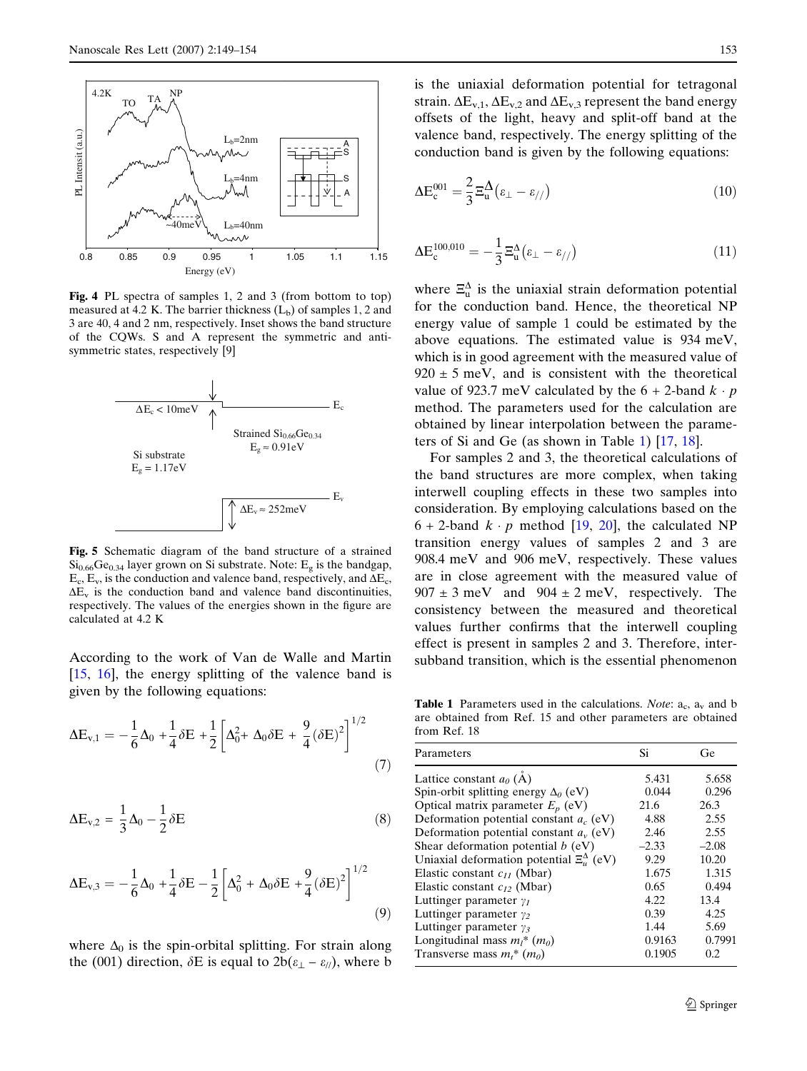4.2K

TO TA NP

PL Intensit (a.u.)

$L_b$=2nm

$L_b$=4nm

~40meV

$L_b$=40nm

A
S
S
A

0.8 0.85 0.9 0.95 1 1.05 1.1 1.15

Energy (eV)

**Fig. 4** PL spectra of samples 1, 2 and 3 (from bottom to top) measured at 4.2 K. The barrier thickness ($L_b$) of samples 1, 2 and 3 are 40, 4 and 2 nm, respectively. Inset shows the band structure of the CQWs. S and A represent the symmetric and anti-symmetric states, respectively [9]

$\Delta E_c$ < 10meV

$E_c$

Strained $Si_{0.66}Ge_{0.34}$
$E_g \approx 0.91$eV

Si substrate
$E_g$ = 1.17eV

$E_v$

$\Delta E_v \approx 252$meV

**Fig. 5** Schematic diagram of the band structure of a strained $Si_{0.66}Ge_{0.34}$ layer grown on Si substrate. Note: $E_g$ is the bandgap, $E_c$, $E_v$, is the conduction and valence band, respectively, and $\Delta E_c$, $\Delta E_v$ is the conduction band and valence band discontinuities, respectively. The values of the energies shown in the figure are calculated at 4.2 K

According to the work of Van de Walle and Martin [15, 16], the energy splitting of the valence band is given by the following equations:

$$\Delta E_{v,1} = -\frac{1}{6}\Delta_0 + \frac{1}{4}\delta E + \frac{1}{2}\left[\Delta_0^2 + \Delta_0 \delta E + \frac{9}{4}(\delta E)^2\right]^{1/2} \tag{7}$$

$$\Delta E_{v,2} = \frac{1}{3}\Delta_0 - \frac{1}{2}\delta E \tag{8}$$

$$\Delta E_{v,3} = -\frac{1}{6}\Delta_0 + \frac{1}{4}\delta E - \frac{1}{2}\left[\Delta_0^2 + \Delta_0 \delta E + \frac{9}{4}(\delta E)^2\right]^{1/2} \tag{9}$$

where $\Delta_0$ is the spin-orbital splitting. For strain along the (001) direction, $\delta E$ is equal to $2b(\varepsilon_\perp - \varepsilon_{//})$, where b is the uniaxial deformation potential for tetragonal strain. $\Delta E_{v,1}$, $\Delta E_{v,2}$ and $\Delta E_{v,3}$ represent the band energy offsets of the light, heavy and split-off band at the valence band, respectively. The energy splitting of the conduction band is given by the following equations:

$$\Delta E_c^{001} = \frac{2}{3}\Xi_u^\Delta(\varepsilon_\perp - \varepsilon_{//}) \tag{10}$$

$$\Delta E_c^{100,010} = -\frac{1}{3}\Xi_u^\Delta(\varepsilon_\perp - \varepsilon_{//}) \tag{11}$$

where $\Xi_u^\Delta$ is the uniaxial strain deformation potential for the conduction band. Hence, the theoretical NP energy value of sample 1 could be estimated by the above equations. The estimated value is 934 meV, which is in good agreement with the measured value of 920 ± 5 meV, and is consistent with the theoretical value of 923.7 meV calculated by the 6 + 2-band $k \cdot p$ method. The parameters used for the calculation are obtained by linear interpolation between the parameters of Si and Ge (as shown in Table 1) [17, 18].

For samples 2 and 3, the theoretical calculations of the band structures are more complex, when taking interwell coupling effects in these two samples into consideration. By employing calculations based on the 6 + 2-band $k \cdot p$ method [19, 20], the calculated NP transition energy values of samples 2 and 3 are 908.4 meV and 906 meV, respectively. These values are in close agreement with the measured value of 907 ± 3 meV and 904 ± 2 meV, respectively. The consistency between the measured and theoretical values further confirms that the interwell coupling effect is present in samples 2 and 3. Therefore, inter-subband transition, which is the essential phenomenon

**Table 1** Parameters used in the calculations. *Note*: $a_c$, $a_v$ and b are obtained from Ref. 15 and other parameters are obtained from Ref. 18

| Parameters | Si | Ge |
|---|---|---|
| Lattice constant $a_0$ (Å) | 5.431 | 5.658 |
| Spin-orbit splitting energy $\Delta_0$ (eV) | 0.044 | 0.296 |
| Optical matrix parameter $E_p$ (eV) | 21.6 | 26.3 |
| Deformation potential constant $a_c$ (eV) | 4.88 | 2.55 |
| Deformation potential constant $a_v$ (eV) | 2.46 | 2.55 |
| Shear deformation potential $b$ (eV) | –2.33 | –2.08 |
| Uniaxial deformation potential $\Xi_u^\Delta$ (eV) | 9.29 | 10.20 |
| Elastic constant $c_{11}$ (Mbar) | 1.675 | 1.315 |
| Elastic constant $c_{12}$ (Mbar) | 0.65 | 0.494 |
| Luttinger parameter $\gamma_1$ | 4.22 | 13.4 |
| Luttinger parameter $\gamma_2$ | 0.39 | 4.25 |
| Luttinger parameter $\gamma_3$ | 1.44 | 5.69 |
| Longitudinal mass $m_l^*$ ($m_0$) | 0.9163 | 0.7991 |
| Transverse mass $m_t^*$ ($m_0$) | 0.1905 | 0.2 |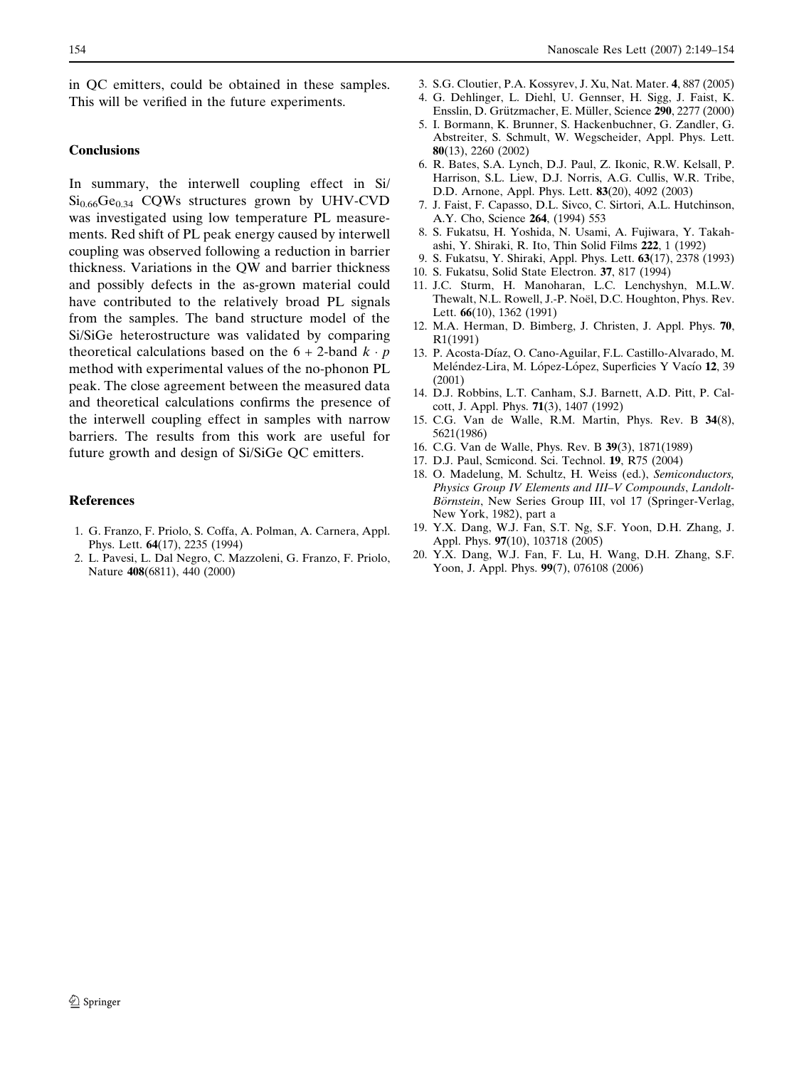in QC emitters, could be obtained in these samples. This will be verified in the future experiments.

## Conclusions

In summary, the interwell coupling effect in Si/$Si_{0.66}Ge_{0.34}$ CQWs structures grown by UHV-CVD was investigated using low temperature PL measurements. Red shift of PL peak energy caused by interwell coupling was observed following a reduction in barrier thickness. Variations in the QW and barrier thickness and possibly defects in the as-grown material could have contributed to the relatively broad PL signals from the samples. The band structure model of the Si/SiGe heterostructure was validated by comparing theoretical calculations based on the 6 + 2-band $k \cdot p$ method with experimental values of the no-phonon PL peak. The close agreement between the measured data and theoretical calculations confirms the presence of the interwell coupling effect in samples with narrow barriers. The results from this work are useful for future growth and design of Si/SiGe QC emitters.

## References

1. G. Franzo, F. Priolo, S. Coffa, A. Polman, A. Carnera, Appl. Phys. Lett. **64**(17), 2235 (1994)
2. L. Pavesi, L. Dal Negro, C. Mazzoleni, G. Franzo, F. Priolo, Nature **408**(6811), 440 (2000)
3. S.G. Cloutier, P.A. Kossyrev, J. Xu, Nat. Mater. **4**, 887 (2005)
4. G. Dehlinger, L. Diehl, U. Gennser, H. Sigg, J. Faist, K. Ensslin, D. Grützmacher, E. Müller, Science **290**, 2277 (2000)
5. I. Bormann, K. Brunner, S. Hackenbuchner, G. Zandler, G. Abstreiter, S. Schmult, W. Wegscheider, Appl. Phys. Lett. **80**(13), 2260 (2002)
6. R. Bates, S.A. Lynch, D.J. Paul, Z. Ikonic, R.W. Kelsall, P. Harrison, S.L. Liew, D.J. Norris, A.G. Cullis, W.R. Tribe, D.D. Arnone, Appl. Phys. Lett. **83**(20), 4092 (2003)
7. J. Faist, F. Capasso, D.L. Sivco, C. Sirtori, A.L. Hutchinson, A.Y. Cho, Science **264**, (1994) 553
8. S. Fukatsu, H. Yoshida, N. Usami, A. Fujiwara, Y. Takahashi, Y. Shiraki, R. Ito, Thin Solid Films **222**, 1 (1992)
9. S. Fukatsu, Y. Shiraki, Appl. Phys. Lett. **63**(17), 2378 (1993)
10. S. Fukatsu, Solid State Electron. **37**, 817 (1994)
11. J.C. Sturm, H. Manoharan, L.C. Lenchyshyn, M.L.W. Thewalt, N.L. Rowell, J.-P. Noël, D.C. Houghton, Phys. Rev. Lett. **66**(10), 1362 (1991)
12. M.A. Herman, D. Bimberg, J. Christen, J. Appl. Phys. **70**, R1(1991)
13. P. Acosta-Díaz, O. Cano-Aguilar, F.L. Castillo-Alvarado, M. Meléndez-Lira, M. López-López, Superficies Y Vacío **12**, 39 (2001)
14. D.J. Robbins, L.T. Canham, S.J. Barnett, A.D. Pitt, P. Calcott, J. Appl. Phys. **71**(3), 1407 (1992)
15. C.G. Van de Walle, R.M. Martin, Phys. Rev. B **34**(8), 5621(1986)
16. C.G. Van de Walle, Phys. Rev. B **39**(3), 1871(1989)
17. D.J. Paul, Scmicond. Sci. Technol. **19**, R75 (2004)
18. O. Madelung, M. Schultz, H. Weiss (ed.), *Semiconductors, Physics Group IV Elements and III–V Compounds*, *Landolt-Börnstein*, New Series Group III, vol 17 (Springer-Verlag, New York, 1982), part a
19. Y.X. Dang, W.J. Fan, S.T. Ng, S.F. Yoon, D.H. Zhang, J. Appl. Phys. **97**(10), 103718 (2005)
20. Y.X. Dang, W.J. Fan, F. Lu, H. Wang, D.H. Zhang, S.F. Yoon, J. Appl. Phys. **99**(7), 076108 (2006)